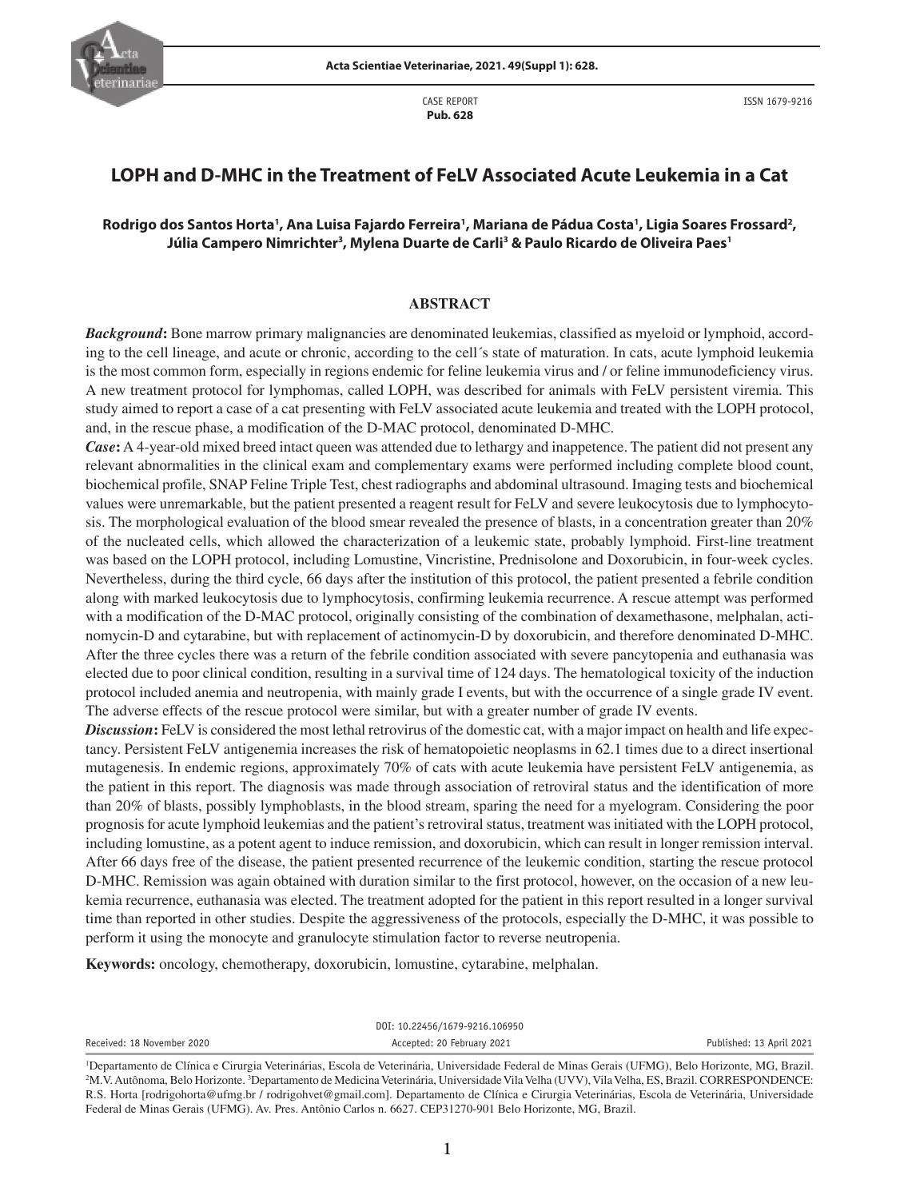CASE REPORT
**Pub. 628**

ISSN 1679-9216

# LOPH and D-MHC in the Treatment of FeLV Associated Acute Leukemia in a Cat

**Rodrigo dos Santos Horta[1], Ana Luisa Fajardo Ferreira[1], Mariana de Pádua Costa[1], Ligia Soares Frossard[2], Júlia Campero Nimrichter[3], Mylena Duarte de Carli[3] & Paulo Ricardo de Oliveira Paes[1]**

## ABSTRACT

***Background*:** Bone marrow primary malignancies are denominated leukemias, classified as myeloid or lymphoid, according to the cell lineage, and acute or chronic, according to the cell´s state of maturation. In cats, acute lymphoid leukemia is the most common form, especially in regions endemic for feline leukemia virus and / or feline immunodeficiency virus. A new treatment protocol for lymphomas, called LOPH, was described for animals with FeLV persistent viremia. This study aimed to report a case of a cat presenting with FeLV associated acute leukemia and treated with the LOPH protocol, and, in the rescue phase, a modification of the D-MAC protocol, denominated D-MHC.

***Case*:** A 4-year-old mixed breed intact queen was attended due to lethargy and inappetence. The patient did not present any relevant abnormalities in the clinical exam and complementary exams were performed including complete blood count, biochemical profile, SNAP Feline Triple Test, chest radiographs and abdominal ultrasound. Imaging tests and biochemical values were unremarkable, but the patient presented a reagent result for FeLV and severe leukocytosis due to lymphocytosis. The morphological evaluation of the blood smear revealed the presence of blasts, in a concentration greater than 20% of the nucleated cells, which allowed the characterization of a leukemic state, probably lymphoid. First-line treatment was based on the LOPH protocol, including Lomustine, Vincristine, Prednisolone and Doxorubicin, in four-week cycles. Nevertheless, during the third cycle, 66 days after the institution of this protocol, the patient presented a febrile condition along with marked leukocytosis due to lymphocytosis, confirming leukemia recurrence. A rescue attempt was performed with a modification of the D-MAC protocol, originally consisting of the combination of dexamethasone, melphalan, actinomycin-D and cytarabine, but with replacement of actinomycin-D by doxorubicin, and therefore denominated D-MHC. After the three cycles there was a return of the febrile condition associated with severe pancytopenia and euthanasia was elected due to poor clinical condition, resulting in a survival time of 124 days. The hematological toxicity of the induction protocol included anemia and neutropenia, with mainly grade I events, but with the occurrence of a single grade IV event. The adverse effects of the rescue protocol were similar, but with a greater number of grade IV events.

***Discussion*:** FeLV is considered the most lethal retrovirus of the domestic cat, with a major impact on health and life expectancy. Persistent FeLV antigenemia increases the risk of hematopoietic neoplasms in 62.1 times due to a direct insertional mutagenesis. In endemic regions, approximately 70% of cats with acute leukemia have persistent FeLV antigenemia, as the patient in this report. The diagnosis was made through association of retroviral status and the identification of more than 20% of blasts, possibly lymphoblasts, in the blood stream, sparing the need for a myelogram. Considering the poor prognosis for acute lymphoid leukemias and the patient's retroviral status, treatment was initiated with the LOPH protocol, including lomustine, as a potent agent to induce remission, and doxorubicin, which can result in longer remission interval. After 66 days free of the disease, the patient presented recurrence of the leukemic condition, starting the rescue protocol D-MHC. Remission was again obtained with duration similar to the first protocol, however, on the occasion of a new leukemia recurrence, euthanasia was elected. The treatment adopted for the patient in this report resulted in a longer survival time than reported in other studies. Despite the aggressiveness of the protocols, especially the D-MHC, it was possible to perform it using the monocyte and granulocyte stimulation factor to reverse neutropenia.

**Keywords:** oncology, chemotherapy, doxorubicin, lomustine, cytarabine, melphalan.

DOI: 10.22456/1679-9216.106950

Received: 18 November 2020 | Accepted: 20 February 2021 | Published: 13 April 2021

[1]Departamento de Clínica e Cirurgia Veterinárias, Escola de Veterinária, Universidade Federal de Minas Gerais (UFMG), Belo Horizonte, MG, Brazil. [2]M.V. Autônoma, Belo Horizonte. [3]Departamento de Medicina Veterinária, Universidade Vila Velha (UVV), Vila Velha, ES, Brazil. CORRESPONDENCE: R.S. Horta [rodrigohorta@ufmg.br / rodrigohvet@gmail.com]. Departamento de Clínica e Cirurgia Veterinárias, Escola de Veterinária, Universidade Federal de Minas Gerais (UFMG). Av. Pres. Antônio Carlos n. 6627. CEP31270-901 Belo Horizonte, MG, Brazil.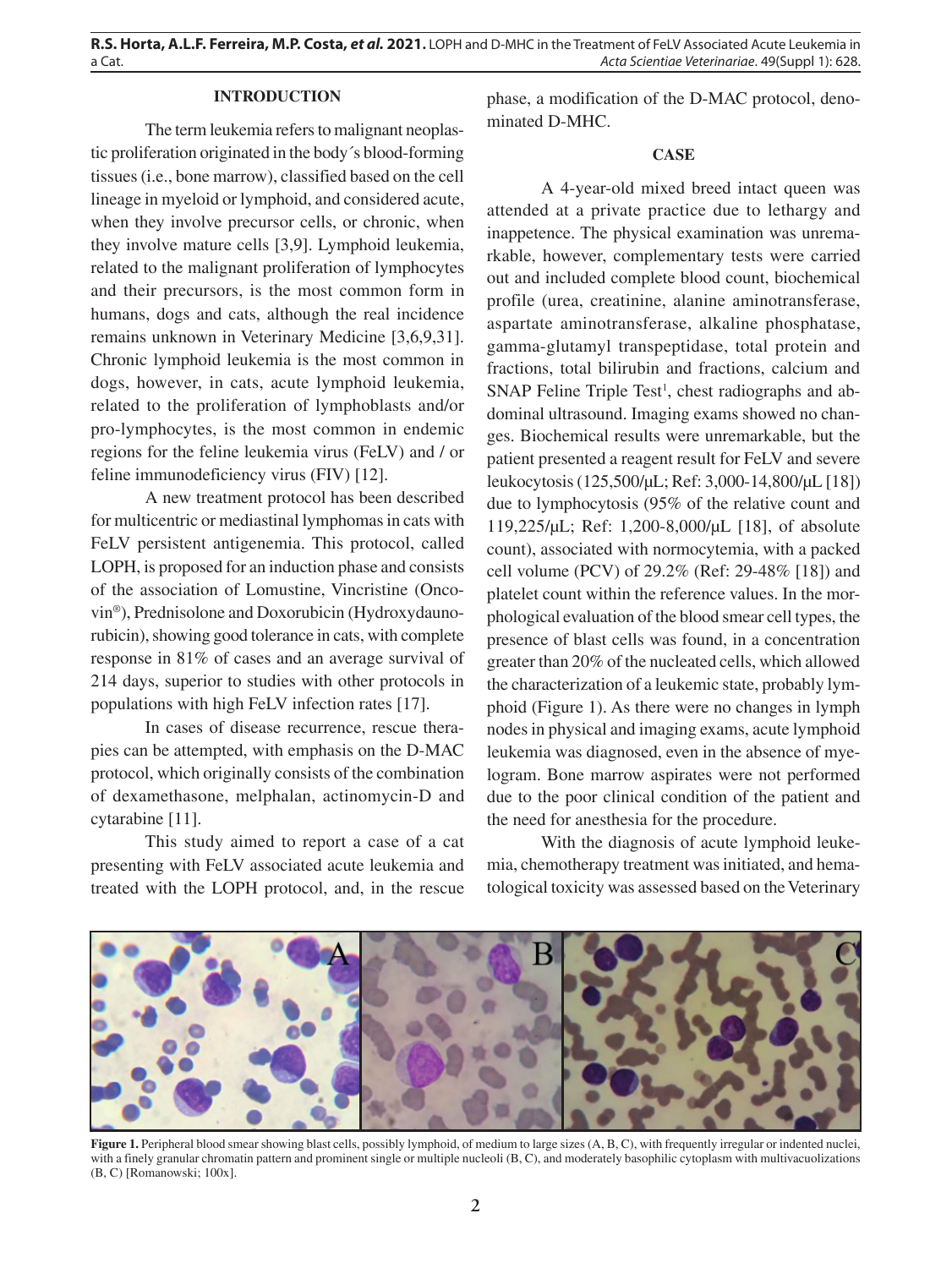## INTRODUCTION

The term leukemia refers to malignant neoplastic proliferation originated in the body´s blood-forming tissues (i.e., bone marrow), classified based on the cell lineage in myeloid or lymphoid, and considered acute, when they involve precursor cells, or chronic, when they involve mature cells [3,9]. Lymphoid leukemia, related to the malignant proliferation of lymphocytes and their precursors, is the most common form in humans, dogs and cats, although the real incidence remains unknown in Veterinary Medicine [3,6,9,31]. Chronic lymphoid leukemia is the most common in dogs, however, in cats, acute lymphoid leukemia, related to the proliferation of lymphoblasts and/or pro-lymphocytes, is the most common in endemic regions for the feline leukemia virus (FeLV) and / or feline immunodeficiency virus (FIV) [12].

A new treatment protocol has been described for multicentric or mediastinal lymphomas in cats with FeLV persistent antigenemia. This protocol, called LOPH, is proposed for an induction phase and consists of the association of Lomustine, Vincristine (Oncovin®), Prednisolone and Doxorubicin (Hydroxydaunorubicin), showing good tolerance in cats, with complete response in 81% of cases and an average survival of 214 days, superior to studies with other protocols in populations with high FeLV infection rates [17].

In cases of disease recurrence, rescue therapies can be attempted, with emphasis on the D-MAC protocol, which originally consists of the combination of dexamethasone, melphalan, actinomycin-D and cytarabine [11].

This study aimed to report a case of a cat presenting with FeLV associated acute leukemia and treated with the LOPH protocol, and, in the rescue phase, a modification of the D-MAC protocol, denominated D-MHC.

## CASE

A 4-year-old mixed breed intact queen was attended at a private practice due to lethargy and inappetence. The physical examination was unremarkable, however, complementary tests were carried out and included complete blood count, biochemical profile (urea, creatinine, alanine aminotransferase, aspartate aminotransferase, alkaline phosphatase, gamma-glutamyl transpeptidase, total protein and fractions, total bilirubin and fractions, calcium and SNAP Feline Triple Test[1], chest radiographs and abdominal ultrasound. Imaging exams showed no changes. Biochemical results were unremarkable, but the patient presented a reagent result for FeLV and severe leukocytosis (125,500/μL; Ref: 3,000-14,800/μL [18]) due to lymphocytosis (95% of the relative count and 119,225/μL; Ref: 1,200-8,000/μL [18], of absolute count), associated with normocytemia, with a packed cell volume (PCV) of 29.2% (Ref: 29-48% [18]) and platelet count within the reference values. In the morphological evaluation of the blood smear cell types, the presence of blast cells was found, in a concentration greater than 20% of the nucleated cells, which allowed the characterization of a leukemic state, probably lymphoid (Figure 1). As there were no changes in lymph nodes in physical and imaging exams, acute lymphoid leukemia was diagnosed, even in the absence of myelogram. Bone marrow aspirates were not performed due to the poor clinical condition of the patient and the need for anesthesia for the procedure.

With the diagnosis of acute lymphoid leukemia, chemotherapy treatment was initiated, and hematological toxicity was assessed based on the Veterinary

**Figure 1.** Peripheral blood smear showing blast cells, possibly lymphoid, of medium to large sizes (A, B, C), with frequently irregular or indented nuclei, with a finely granular chromatin pattern and prominent single or multiple nucleoli (B, C), and moderately basophilic cytoplasm with multivacuolizations (B, C) [Romanowski; 100x].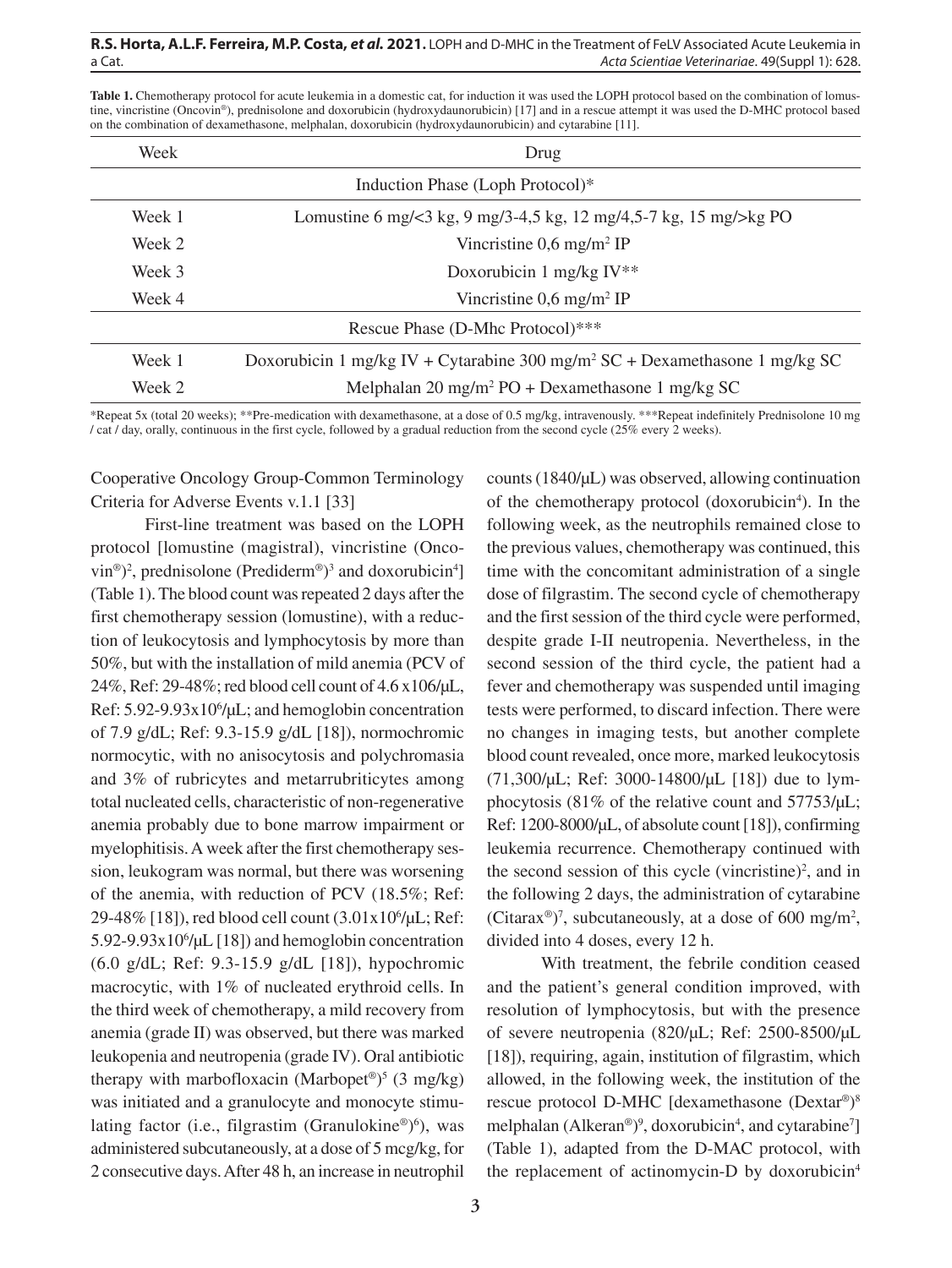**Table 1.** Chemotherapy protocol for acute leukemia in a domestic cat, for induction it was used the LOPH protocol based on the combination of lomustine, vincristine (Oncovin®), prednisolone and doxorubicin (hydroxydaunorubicin) [17] and in a rescue attempt it was used the D-MHC protocol based on the combination of dexamethasone, melphalan, doxorubicin (hydroxydaunorubicin) and cytarabine [11].

| Week | Drug |
|---|---|
| | Induction Phase (Loph Protocol)* |
| Week 1 | Lomustine 6 mg/<3 kg, 9 mg/3-4,5 kg, 12 mg/4,5-7 kg, 15 mg/>kg PO |
| Week 2 | Vincristine 0,6 mg/m$^2$ IP |
| Week 3 | Doxorubicin 1 mg/kg IV** |
| Week 4 | Vincristine 0,6 mg/m$^2$ IP |
| | Rescue Phase (D-Mhc Protocol)*** |
| Week 1 | Doxorubicin 1 mg/kg IV + Cytarabine 300 mg/m$^2$ SC + Dexamethasone 1 mg/kg SC |
| Week 2 | Melphalan 20 mg/m$^2$ PO + Dexamethasone 1 mg/kg SC |

*Repeat 5x (total 20 weeks); **Pre-medication with dexamethasone, at a dose of 0.5 mg/kg, intravenously. ***Repeat indefinitely Prednisolone 10 mg / cat / day, orally, continuous in the first cycle, followed by a gradual reduction from the second cycle (25% every 2 weeks).

Cooperative Oncology Group-Common Terminology Criteria for Adverse Events v.1.1 [33]

First-line treatment was based on the LOPH protocol [lomustine (magistral), vincristine (Oncovin®)[2], prednisolone (Prediderm®)[3] and doxorubicin[4]] (Table 1). The blood count was repeated 2 days after the first chemotherapy session (lomustine), with a reduction of leukocytosis and lymphocytosis by more than 50%, but with the installation of mild anemia (PCV of 24%, Ref: 29-48%; red blood cell count of 4.6 x$10^6$/μL, Ref: 5.92-9.93x$10^6$/μL; and hemoglobin concentration of 7.9 g/dL; Ref: 9.3-15.9 g/dL [18]), normochromic normocytic, with no anisocytosis and polychromasia and 3% of rubricytes and metarrubriticytes among total nucleated cells, characteristic of non-regenerative anemia probably due to bone marrow impairment or myelophitisis. A week after the first chemotherapy session, leukogram was normal, but there was worsening of the anemia, with reduction of PCV (18.5%; Ref: 29-48% [18]), red blood cell count (3.01x$10^6$/μL; Ref: 5.92-9.93x$10^6$/μL [18]) and hemoglobin concentration (6.0 g/dL; Ref: 9.3-15.9 g/dL [18]), hypochromic macrocytic, with 1% of nucleated erythroid cells. In the third week of chemotherapy, a mild recovery from anemia (grade II) was observed, but there was marked leukopenia and neutropenia (grade IV). Oral antibiotic therapy with marbofloxacin (Marbopet®)[5] (3 mg/kg) was initiated and a granulocyte and monocyte stimulating factor (i.e., filgrastim (Granulokine®)[6]), was administered subcutaneously, at a dose of 5 mcg/kg, for 2 consecutive days. After 48 h, an increase in neutrophil counts (1840/μL) was observed, allowing continuation of the chemotherapy protocol (doxorubicin[4]). In the following week, as the neutrophils remained close to the previous values, chemotherapy was continued, this time with the concomitant administration of a single dose of filgrastim. The second cycle of chemotherapy and the first session of the third cycle were performed, despite grade I-II neutropenia. Nevertheless, in the second session of the third cycle, the patient had a fever and chemotherapy was suspended until imaging tests were performed, to discard infection. There were no changes in imaging tests, but another complete blood count revealed, once more, marked leukocytosis (71,300/μL; Ref: 3000-14800/μL [18]) due to lymphocytosis (81% of the relative count and 57753/μL; Ref: 1200-8000/μL, of absolute count [18]), confirming leukemia recurrence. Chemotherapy continued with the second session of this cycle (vincristine)[2], and in the following 2 days, the administration of cytarabine (Citarax®)[7], subcutaneously, at a dose of 600 mg/m$^2$, divided into 4 doses, every 12 h.

With treatment, the febrile condition ceased and the patient's general condition improved, with resolution of lymphocytosis, but with the presence of severe neutropenia (820/μL; Ref: 2500-8500/μL [18]), requiring, again, institution of filgrastim, which allowed, in the following week, the institution of the rescue protocol D-MHC [dexamethasone (Dextar®)[8] melphalan (Alkeran®)[9], doxorubicin[4], and cytarabine[7]] (Table 1), adapted from the D-MAC protocol, with the replacement of actinomycin-D by doxorubicin[4]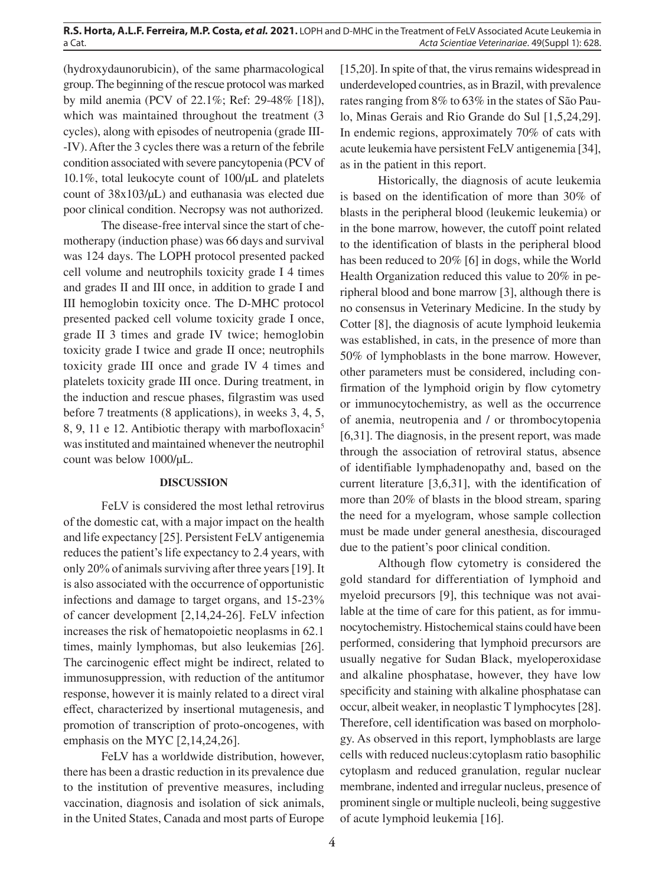(hydroxydaunorubicin), of the same pharmacological group. The beginning of the rescue protocol was marked by mild anemia (PCV of 22.1%; Ref: 29-48% [18]), which was maintained throughout the treatment (3 cycles), along with episodes of neutropenia (grade III--IV). After the 3 cycles there was a return of the febrile condition associated with severe pancytopenia (PCV of 10.1%, total leukocyte count of 100/μL and platelets count of 38x103/μL) and euthanasia was elected due poor clinical condition. Necropsy was not authorized.

The disease-free interval since the start of chemotherapy (induction phase) was 66 days and survival was 124 days. The LOPH protocol presented packed cell volume and neutrophils toxicity grade I 4 times and grades II and III once, in addition to grade I and III hemoglobin toxicity once. The D-MHC protocol presented packed cell volume toxicity grade I once, grade II 3 times and grade IV twice; hemoglobin toxicity grade I twice and grade II once; neutrophils toxicity grade III once and grade IV 4 times and platelets toxicity grade III once. During treatment, in the induction and rescue phases, filgrastim was used before 7 treatments (8 applications), in weeks 3, 4, 5, 8, 9, 11 e 12. Antibiotic therapy with marbofloxacin[5] was instituted and maintained whenever the neutrophil count was below 1000/μL.

## DISCUSSION

FeLV is considered the most lethal retrovirus of the domestic cat, with a major impact on the health and life expectancy [25]. Persistent FeLV antigenemia reduces the patient's life expectancy to 2.4 years, with only 20% of animals surviving after three years [19]. It is also associated with the occurrence of opportunistic infections and damage to target organs, and 15-23% of cancer development [2,14,24-26]. FeLV infection increases the risk of hematopoietic neoplasms in 62.1 times, mainly lymphomas, but also leukemias [26]. The carcinogenic effect might be indirect, related to immunosuppression, with reduction of the antitumor response, however it is mainly related to a direct viral effect, characterized by insertional mutagenesis, and promotion of transcription of proto-oncogenes, with emphasis on the MYC [2,14,24,26].

FeLV has a worldwide distribution, however, there has been a drastic reduction in its prevalence due to the institution of preventive measures, including vaccination, diagnosis and isolation of sick animals, in the United States, Canada and most parts of Europe [15,20]. In spite of that, the virus remains widespread in underdeveloped countries, as in Brazil, with prevalence rates ranging from 8% to 63% in the states of São Paulo, Minas Gerais and Rio Grande do Sul [1,5,24,29]. In endemic regions, approximately 70% of cats with acute leukemia have persistent FeLV antigenemia [34], as in the patient in this report.

Historically, the diagnosis of acute leukemia is based on the identification of more than 30% of blasts in the peripheral blood (leukemic leukemia) or in the bone marrow, however, the cutoff point related to the identification of blasts in the peripheral blood has been reduced to 20% [6] in dogs, while the World Health Organization reduced this value to 20% in peripheral blood and bone marrow [3], although there is no consensus in Veterinary Medicine. In the study by Cotter [8], the diagnosis of acute lymphoid leukemia was established, in cats, in the presence of more than 50% of lymphoblasts in the bone marrow. However, other parameters must be considered, including confirmation of the lymphoid origin by flow cytometry or immunocytochemistry, as well as the occurrence of anemia, neutropenia and / or thrombocytopenia [6,31]. The diagnosis, in the present report, was made through the association of retroviral status, absence of identifiable lymphadenopathy and, based on the current literature [3,6,31], with the identification of more than 20% of blasts in the blood stream, sparing the need for a myelogram, whose sample collection must be made under general anesthesia, discouraged due to the patient's poor clinical condition.

Although flow cytometry is considered the gold standard for differentiation of lymphoid and myeloid precursors [9], this technique was not available at the time of care for this patient, as for immunocytochemistry. Histochemical stains could have been performed, considering that lymphoid precursors are usually negative for Sudan Black, myeloperoxidase and alkaline phosphatase, however, they have low specificity and staining with alkaline phosphatase can occur, albeit weaker, in neoplastic T lymphocytes [28]. Therefore, cell identification was based on morphology. As observed in this report, lymphoblasts are large cells with reduced nucleus:cytoplasm ratio basophilic cytoplasm and reduced granulation, regular nuclear membrane, indented and irregular nucleus, presence of prominent single or multiple nucleoli, being suggestive of acute lymphoid leukemia [16].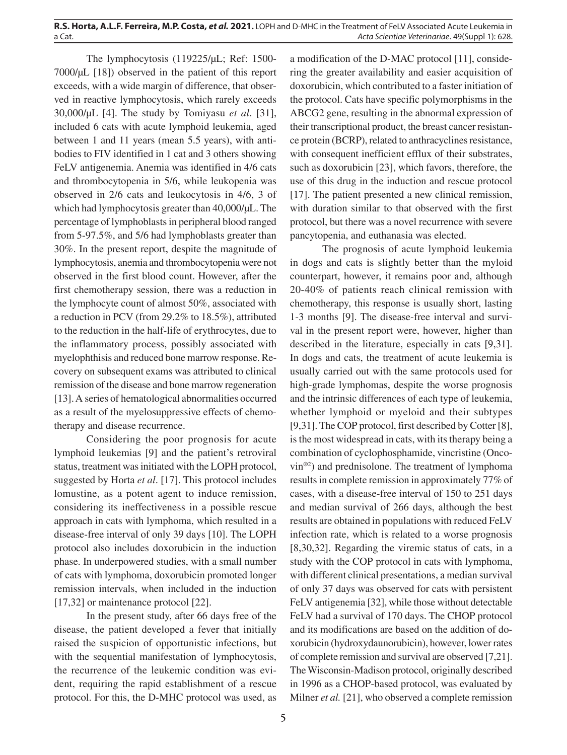The lymphocytosis (119225/μL; Ref: 1500-7000/μL [18]) observed in the patient of this report exceeds, with a wide margin of difference, that observed in reactive lymphocytosis, which rarely exceeds 30,000/μL [4]. The study by Tomiyasu *et al*. [31], included 6 cats with acute lymphoid leukemia, aged between 1 and 11 years (mean 5.5 years), with antibodies to FIV identified in 1 cat and 3 others showing FeLV antigenemia. Anemia was identified in 4/6 cats and thrombocytopenia in 5/6, while leukopenia was observed in 2/6 cats and leukocytosis in 4/6, 3 of which had lymphocytosis greater than 40,000/μL. The percentage of lymphoblasts in peripheral blood ranged from 5-97.5%, and 5/6 had lymphoblasts greater than 30%. In the present report, despite the magnitude of lymphocytosis, anemia and thrombocytopenia were not observed in the first blood count. However, after the first chemotherapy session, there was a reduction in the lymphocyte count of almost 50%, associated with a reduction in PCV (from 29.2% to 18.5%), attributed to the reduction in the half-life of erythrocytes, due to the inflammatory process, possibly associated with myelophthisis and reduced bone marrow response. Recovery on subsequent exams was attributed to clinical remission of the disease and bone marrow regeneration [13]. A series of hematological abnormalities occurred as a result of the myelosuppressive effects of chemotherapy and disease recurrence.

Considering the poor prognosis for acute lymphoid leukemias [9] and the patient's retroviral status, treatment was initiated with the LOPH protocol, suggested by Horta *et al*. [17]. This protocol includes lomustine, as a potent agent to induce remission, considering its ineffectiveness in a possible rescue approach in cats with lymphoma, which resulted in a disease-free interval of only 39 days [10]. The LOPH protocol also includes doxorubicin in the induction phase. In underpowered studies, with a small number of cats with lymphoma, doxorubicin promoted longer remission intervals, when included in the induction [17,32] or maintenance protocol [22].

In the present study, after 66 days free of the disease, the patient developed a fever that initially raised the suspicion of opportunistic infections, but with the sequential manifestation of lymphocytosis, the recurrence of the leukemic condition was evident, requiring the rapid establishment of a rescue protocol. For this, the D-MHC protocol was used, as a modification of the D-MAC protocol [11], considering the greater availability and easier acquisition of doxorubicin, which contributed to a faster initiation of the protocol. Cats have specific polymorphisms in the ABCG2 gene, resulting in the abnormal expression of their transcriptional product, the breast cancer resistance protein (BCRP), related to anthracyclines resistance, with consequent inefficient efflux of their substrates, such as doxorubicin [23], which favors, therefore, the use of this drug in the induction and rescue protocol [17]. The patient presented a new clinical remission, with duration similar to that observed with the first protocol, but there was a novel recurrence with severe pancytopenia, and euthanasia was elected.

The prognosis of acute lymphoid leukemia in dogs and cats is slightly better than the myloid counterpart, however, it remains poor and, although 20-40% of patients reach clinical remission with chemotherapy, this response is usually short, lasting 1-3 months [9]. The disease-free interval and survival in the present report were, however, higher than described in the literature, especially in cats [9,31]. In dogs and cats, the treatment of acute leukemia is usually carried out with the same protocols used for high-grade lymphomas, despite the worse prognosis and the intrinsic differences of each type of leukemia, whether lymphoid or myeloid and their subtypes [9,31]. The COP protocol, first described by Cotter [8], is the most widespread in cats, with its therapy being a combination of cyclophosphamide, vincristine (Oncovin®[2]) and prednisolone. The treatment of lymphoma results in complete remission in approximately 77% of cases, with a disease-free interval of 150 to 251 days and median survival of 266 days, although the best results are obtained in populations with reduced FeLV infection rate, which is related to a worse prognosis [8,30,32]. Regarding the viremic status of cats, in a study with the COP protocol in cats with lymphoma, with different clinical presentations, a median survival of only 37 days was observed for cats with persistent FeLV antigenemia [32], while those without detectable FeLV had a survival of 170 days. The CHOP protocol and its modifications are based on the addition of doxorubicin (hydroxydaunorubicin), however, lower rates of complete remission and survival are observed [7,21]. The Wisconsin-Madison protocol, originally described in 1996 as a CHOP-based protocol, was evaluated by Milner *et al.* [21], who observed a complete remission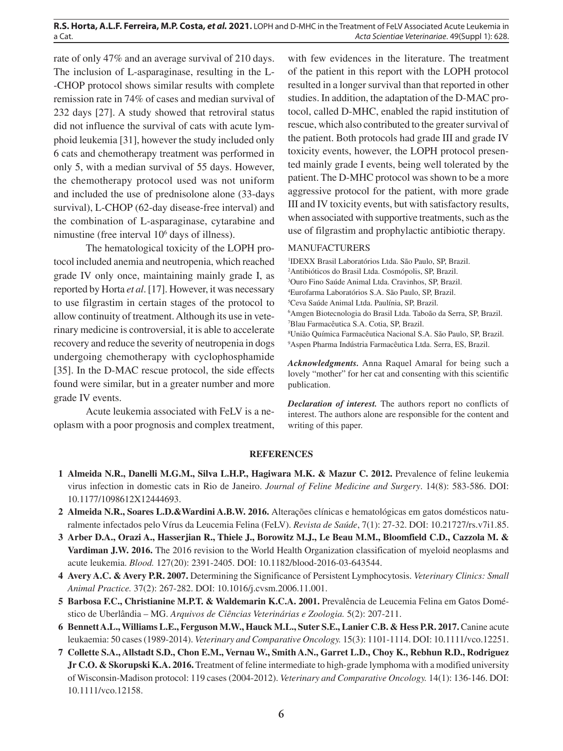rate of only 47% and an average survival of 210 days. The inclusion of L-asparaginase, resulting in the L-CHOP protocol shows similar results with complete remission rate in 74% of cases and median survival of 232 days [27]. A study showed that retroviral status did not influence the survival of cats with acute lymphoid leukemia [31], however the study included only 6 cats and chemotherapy treatment was performed in only 5, with a median survival of 55 days. However, the chemotherapy protocol used was not uniform and included the use of prednisolone alone (33-days survival), L-CHOP (62-day disease-free interval) and the combination of L-asparaginase, cytarabine and nimustine (free interval $10^6$ days of illness).

The hematological toxicity of the LOPH protocol included anemia and neutropenia, which reached grade IV only once, maintaining mainly grade I, as reported by Horta *et al*. [17]. However, it was necessary to use filgrastim in certain stages of the protocol to allow continuity of treatment. Although its use in veterinary medicine is controversial, it is able to accelerate recovery and reduce the severity of neutropenia in dogs undergoing chemotherapy with cyclophosphamide [35]. In the D-MAC rescue protocol, the side effects found were similar, but in a greater number and more grade IV events.

Acute leukemia associated with FeLV is a neoplasm with a poor prognosis and complex treatment, with few evidences in the literature. The treatment of the patient in this report with the LOPH protocol resulted in a longer survival than that reported in other studies. In addition, the adaptation of the D-MAC protocol, called D-MHC, enabled the rapid institution of rescue, which also contributed to the greater survival of the patient. Both protocols had grade III and grade IV toxicity events, however, the LOPH protocol presented mainly grade I events, being well tolerated by the patient. The D-MHC protocol was shown to be a more aggressive protocol for the patient, with more grade III and IV toxicity events, but with satisfactory results, when associated with supportive treatments, such as the use of filgrastim and prophylactic antibiotic therapy.

MANUFACTURERS

[1]IDEXX Brasil Laboratórios Ltda. São Paulo, SP, Brazil.
[2]Antibióticos do Brasil Ltda. Cosmópolis, SP, Brazil.
[3]Ouro Fino Saúde Animal Ltda. Cravinhos, SP, Brazil.
[4]Eurofarma Laboratórios S.A. São Paulo, SP, Brazil.
[5]Ceva Saúde Animal Ltda. Paulínia, SP, Brazil.
[6]Amgen Biotecnologia do Brasil Ltda. Taboão da Serra, SP, Brazil.
[7]Blau Farmacêutica S.A. Cotia, SP, Brazil.
[8]União Química Farmacêutica Nacional S.A. São Paulo, SP, Brazil.
[9]Aspen Pharma Indústria Farmacêutica Ltda. Serra, ES, Brazil.

***Acknowledgments.*** Anna Raquel Amaral for being such a lovely "mother" for her cat and consenting with this scientific publication.

***Declaration of interest.*** The authors report no conflicts of interest. The authors alone are responsible for the content and writing of this paper.

## REFERENCES

1 **Almeida N.R., Danelli M.G.M., Silva L.H.P., Hagiwara M.K. & Mazur C. 2012.** Prevalence of feline leukemia virus infection in domestic cats in Rio de Janeiro. *Journal of Feline Medicine and Surgery*. 14(8): 583-586. DOI: 10.1177/1098612X12444693.

2 **Almeida N.R., Soares L.D.&Wardini A.B.W. 2016.** Alterações clínicas e hematológicas em gatos domésticos naturalmente infectados pelo Vírus da Leucemia Felina (FeLV). *Revista de Saúde*, 7(1): 27-32. DOI: 10.21727/rs.v7i1.85.

3 **Arber D.A., Orazi A., Hasserjian R., Thiele J., Borowitz M.J., Le Beau M.M., Bloomfield C.D., Cazzola M. & Vardiman J.W. 2016.** The 2016 revision to the World Health Organization classification of myeloid neoplasms and acute leukemia. *Blood.* 127(20): 2391-2405. DOI: 10.1182/blood-2016-03-643544.

4 **Avery A.C. & Avery P.R. 2007.** Determining the Significance of Persistent Lymphocytosis. *Veterinary Clinics: Small Animal Practice.* 37(2): 267-282. DOI: 10.1016/j.cvsm.2006.11.001.

5 **Barbosa F.C., Christianine M.P.T. & Waldemarin K.C.A. 2001.** Prevalência de Leucemia Felina em Gatos Doméstico de Uberlândia – MG. *Arquivos de Ciências Veterinárias e Zoologia.* 5(2): 207-211.

6 **Bennett A.L., Williams L.E., Ferguson M.W., Hauck M.L., Suter S.E., Lanier C.B. & Hess P.R. 2017.** Canine acute leukaemia: 50 cases (1989-2014). *Veterinary and Comparative Oncology.* 15(3): 1101-1114. DOI: 10.1111/vco.12251.

7 **Collette S.A., Allstadt S.D., Chon E.M., Vernau W., Smith A.N., Garret L.D., Choy K., Rebhun R.D., Rodriguez Jr C.O. & Skorupski K.A. 2016.** Treatment of feline intermediate to high-grade lymphoma with a modified university of Wisconsin-Madison protocol: 119 cases (2004-2012). *Veterinary and Comparative Oncology.* 14(1): 136-146. DOI: 10.1111/vco.12158.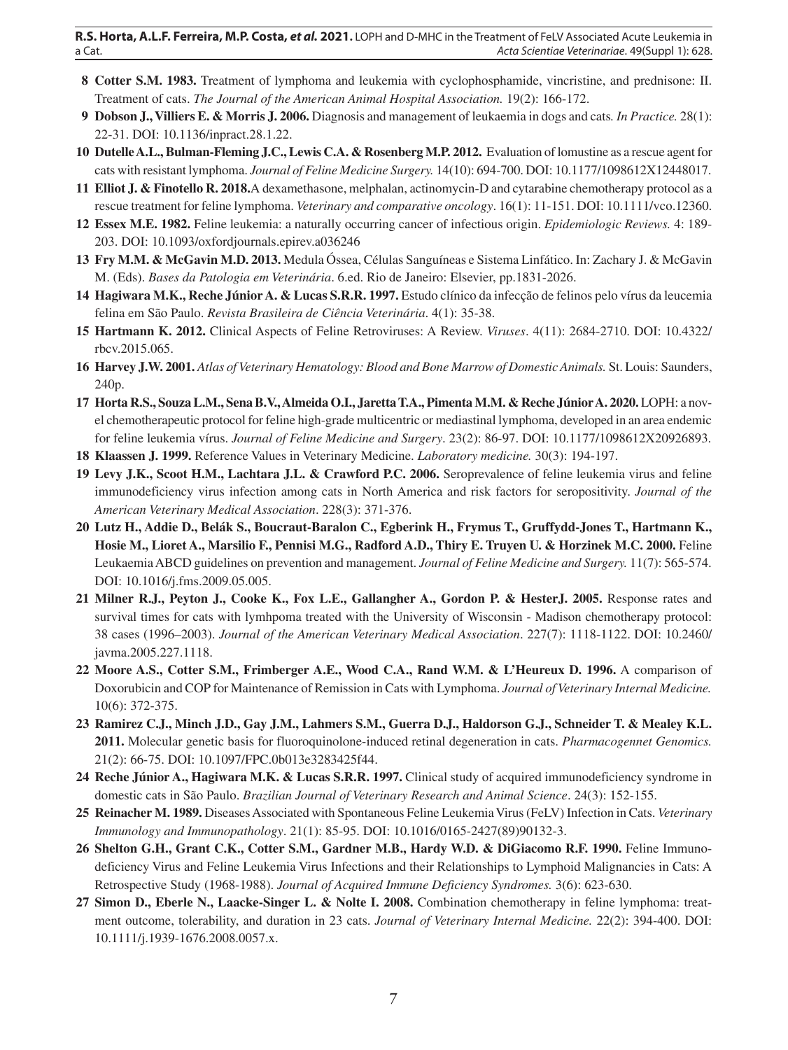**8 Cotter S.M. 1983.** Treatment of lymphoma and leukemia with cyclophosphamide, vincristine, and prednisone: II. Treatment of cats. *The Journal of the American Animal Hospital Association.* 19(2): 166-172.

**9 Dobson J., Villiers E. & Morris J. 2006.** Diagnosis and management of leukaemia in dogs and cats. *In Practice.* 28(1): 22-31. DOI: 10.1136/inpract.28.1.22.

**10 Dutelle A.L., Bulman-Fleming J.C., Lewis C.A. & Rosenberg M.P. 2012.** Evaluation of lomustine as a rescue agent for cats with resistant lymphoma. *Journal of Feline Medicine Surgery.* 14(10): 694-700. DOI: 10.1177/1098612X12448017.

**11 Elliot J. & Finotello R. 2018.** A dexamethasone, melphalan, actinomycin-D and cytarabine chemotherapy protocol as a rescue treatment for feline lymphoma. *Veterinary and comparative oncology*. 16(1): 11-151. DOI: 10.1111/vco.12360.

**12 Essex M.E. 1982.** Feline leukemia: a naturally occurring cancer of infectious origin. *Epidemiologic Reviews.* 4: 189-203. DOI: 10.1093/oxfordjournals.epirev.a036246

**13 Fry M.M. & McGavin M.D. 2013.** Medula Óssea, Células Sanguíneas e Sistema Linfático. In: Zachary J. & McGavin M. (Eds). *Bases da Patologia em Veterinária*. 6.ed. Rio de Janeiro: Elsevier, pp.1831-2026.

**14 Hagiwara M.K., Reche Júnior A. & Lucas S.R.R. 1997.** Estudo clínico da infecção de felinos pelo vírus da leucemia felina em São Paulo. *Revista Brasileira de Ciência Veterinária*. 4(1): 35-38.

**15 Hartmann K. 2012.** Clinical Aspects of Feline Retroviruses: A Review. *Viruses*. 4(11): 2684-2710. DOI: 10.4322/rbcv.2015.065.

**16 Harvey J.W. 2001.** *Atlas of Veterinary Hematology: Blood and Bone Marrow of Domestic Animals.* St. Louis: Saunders, 240p.

**17 Horta R.S., Souza L.M., Sena B.V., Almeida O.I., Jaretta T.A., Pimenta M.M. & Reche Júnior A. 2020.** LOPH: a novel chemotherapeutic protocol for feline high-grade multicentric or mediastinal lymphoma, developed in an area endemic for feline leukemia vírus. *Journal of Feline Medicine and Surgery*. 23(2): 86-97. DOI: 10.1177/1098612X20926893.

**18 Klaassen J. 1999.** Reference Values in Veterinary Medicine. *Laboratory medicine.* 30(3): 194-197.

**19 Levy J.K., Scoot H.M., Lachtara J.L. & Crawford P.C. 2006.** Seroprevalence of feline leukemia virus and feline immunodeficiency virus infection among cats in North America and risk factors for seropositivity. *Journal of the American Veterinary Medical Association*. 228(3): 371-376.

**20 Lutz H., Addie D., Belák S., Boucraut-Baralon C., Egberink H., Frymus T., Gruffydd-Jones T., Hartmann K., Hosie M., Lioret A., Marsilio F., Pennisi M.G., Radford A.D., Thiry E. Truyen U. & Horzinek M.C. 2000.** Feline Leukaemia ABCD guidelines on prevention and management. *Journal of Feline Medicine and Surgery.* 11(7): 565-574. DOI: 10.1016/j.fms.2009.05.005.

**21 Milner R.J., Peyton J., Cooke K., Fox L.E., Gallangher A., Gordon P. & HesterJ. 2005.** Response rates and survival times for cats with lymhpoma treated with the University of Wisconsin - Madison chemotherapy protocol: 38 cases (1996–2003). *Journal of the American Veterinary Medical Association*. 227(7): 1118-1122. DOI: 10.2460/javma.2005.227.1118.

**22 Moore A.S., Cotter S.M., Frimberger A.E., Wood C.A., Rand W.M. & L'Heureux D. 1996.** A comparison of Doxorubicin and COP for Maintenance of Remission in Cats with Lymphoma. *Journal of Veterinary Internal Medicine.* 10(6): 372-375.

**23 Ramirez C.J., Minch J.D., Gay J.M., Lahmers S.M., Guerra D.J., Haldorson G.J., Schneider T. & Mealey K.L. 2011.** Molecular genetic basis for fluoroquinolone-induced retinal degeneration in cats. *Pharmacogennet Genomics.* 21(2): 66-75. DOI: 10.1097/FPC.0b013e3283425f44.

**24 Reche Júnior A., Hagiwara M.K. & Lucas S.R.R. 1997.** Clinical study of acquired immunodeficiency syndrome in domestic cats in São Paulo. *Brazilian Journal of Veterinary Research and Animal Science*. 24(3): 152-155.

**25 Reinacher M. 1989.** Diseases Associated with Spontaneous Feline Leukemia Virus (FeLV) Infection in Cats. *Veterinary Immunology and Immunopathology*. 21(1): 85-95. DOI: 10.1016/0165-2427(89)90132-3.

**26 Shelton G.H., Grant C.K., Cotter S.M., Gardner M.B., Hardy W.D. & DiGiacomo R.F. 1990.** Feline Immunodeficiency Virus and Feline Leukemia Virus Infections and their Relationships to Lymphoid Malignancies in Cats: A Retrospective Study (1968-1988). *Journal of Acquired Immune Deficiency Syndromes.* 3(6): 623-630.

**27 Simon D., Eberle N., Laacke-Singer L. & Nolte I. 2008.** Combination chemotherapy in feline lymphoma: treatment outcome, tolerability, and duration in 23 cats. *Journal of Veterinary Internal Medicine.* 22(2): 394-400. DOI: 10.1111/j.1939-1676.2008.0057.x.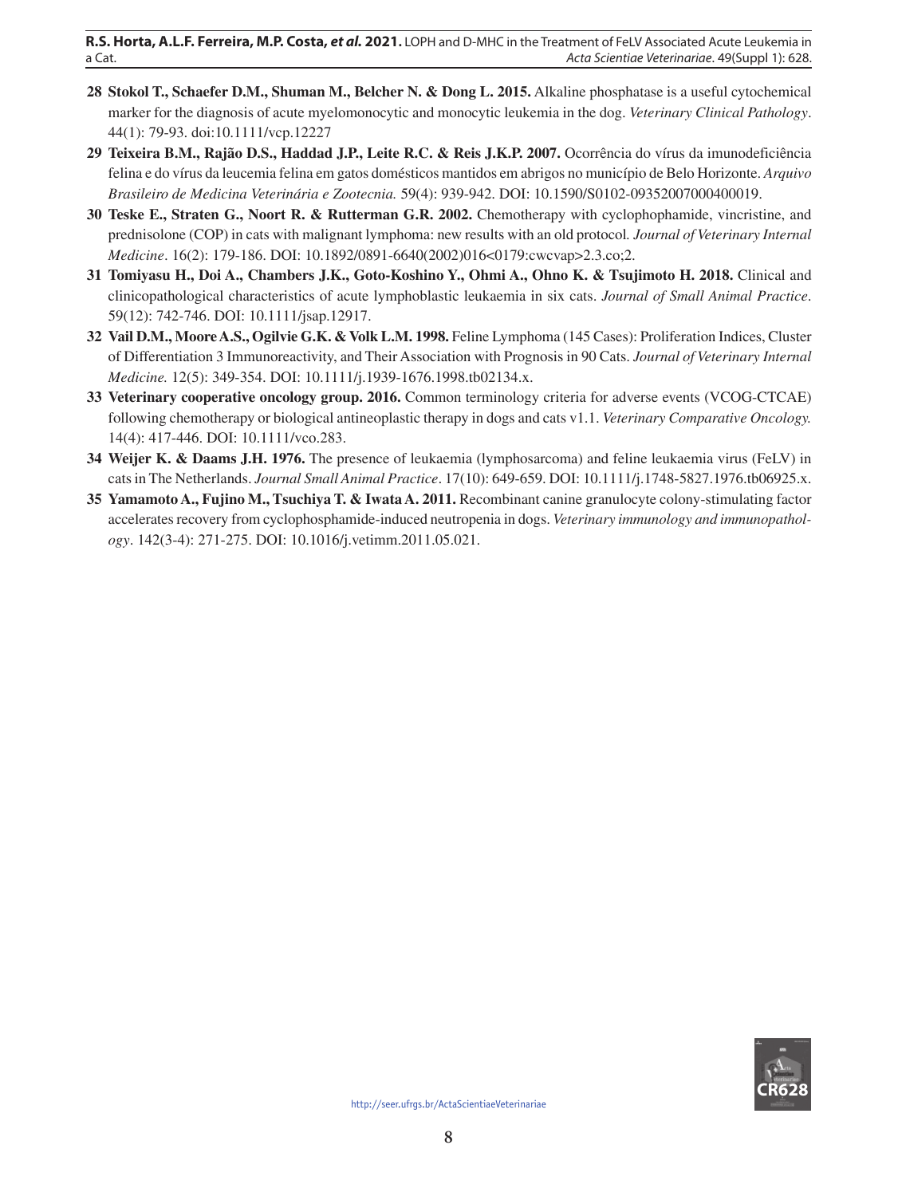**28 Stokol T., Schaefer D.M., Shuman M., Belcher N. & Dong L. 2015.** Alkaline phosphatase is a useful cytochemical marker for the diagnosis of acute myelomonocytic and monocytic leukemia in the dog. *Veterinary Clinical Pathology*. 44(1): 79-93. doi:10.1111/vcp.12227

**29 Teixeira B.M., Rajão D.S., Haddad J.P., Leite R.C. & Reis J.K.P. 2007.** Ocorrência do vírus da imunodeficiência felina e do vírus da leucemia felina em gatos domésticos mantidos em abrigos no município de Belo Horizonte. *Arquivo Brasileiro de Medicina Veterinária e Zootecnia.* 59(4): 939-942. DOI: 10.1590/S0102-09352007000400019.

**30 Teske E., Straten G., Noort R. & Rutterman G.R. 2002.** Chemotherapy with cyclophophamide, vincristine, and prednisolone (COP) in cats with malignant lymphoma: new results with an old protocol. *Journal of Veterinary Internal Medicine*. 16(2): 179-186. DOI: 10.1892/0891-6640(2002)016<0179:cwcvap>2.3.co;2.

**31 Tomiyasu H., Doi A., Chambers J.K., Goto-Koshino Y., Ohmi A., Ohno K. & Tsujimoto H. 2018.** Clinical and clinicopathological characteristics of acute lymphoblastic leukaemia in six cats. *Journal of Small Animal Practice*. 59(12): 742-746. DOI: 10.1111/jsap.12917.

**32 Vail D.M., Moore A.S., Ogilvie G.K. & Volk L.M. 1998.** Feline Lymphoma (145 Cases): Proliferation Indices, Cluster of Differentiation 3 Immunoreactivity, and Their Association with Prognosis in 90 Cats. *Journal of Veterinary Internal Medicine.* 12(5): 349-354. DOI: 10.1111/j.1939-1676.1998.tb02134.x.

**33 Veterinary cooperative oncology group. 2016.** Common terminology criteria for adverse events (VCOG-CTCAE) following chemotherapy or biological antineoplastic therapy in dogs and cats v1.1. *Veterinary Comparative Oncology.* 14(4): 417-446. DOI: 10.1111/vco.283.

**34 Weijer K. & Daams J.H. 1976.** The presence of leukaemia (lymphosarcoma) and feline leukaemia virus (FeLV) in cats in The Netherlands. *Journal Small Animal Practice*. 17(10): 649-659. DOI: 10.1111/j.1748-5827.1976.tb06925.x.

**35 Yamamoto A., Fujino M., Tsuchiya T. & Iwata A. 2011.** Recombinant canine granulocyte colony-stimulating factor accelerates recovery from cyclophosphamide-induced neutropenia in dogs. *Veterinary immunology and immunopathology*. 142(3-4): 271-275. DOI: 10.1016/j.vetimm.2011.05.021.

CR628

http://seer.ufrgs.br/ActaScientiaeVeterinariae